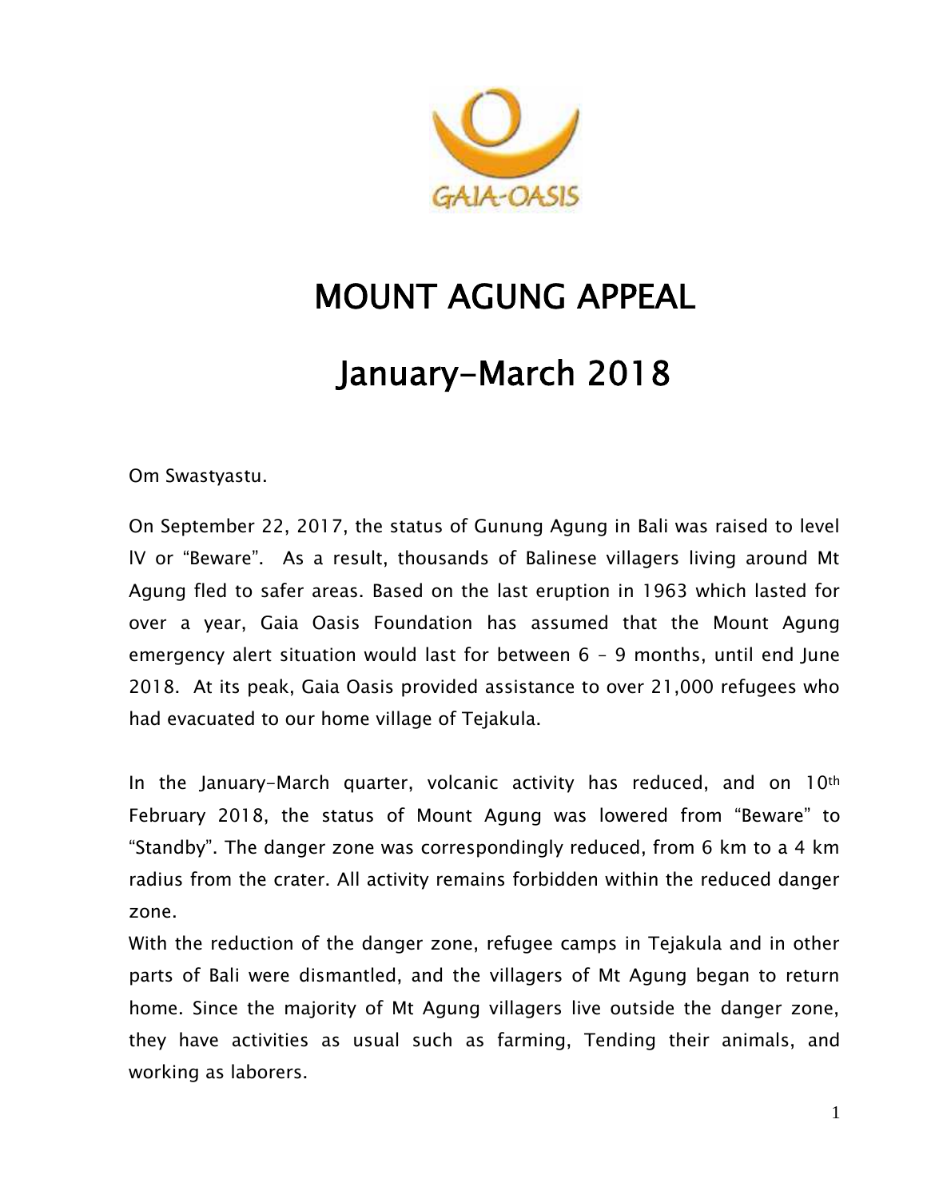# MOUNT AGUNG APPEAL

# January-March 2018

Om Swastyastu.

On September 22, 2017, the status of Gunung Agung in Bali was raised to level lV or "Beware". As a result, thousands of Balinese villagers living around Mt Agung fled to safer areas. Based on the last eruption in 1963 which lasted for over a year, Gaia Oasis Foundation has assumed that the Mount Agung emergency alert situation would last for between 6 – 9 months, until end June 2018. At its peak, Gaia Oasis provided assistance to over 21,000 refugees who had evacuated to our home village of Tejakula.

In the January-March quarter, volcanic activity has reduced, and on 10th February 2018, the status of Mount Agung was lowered from "Beware" to "Standby". The danger zone was correspondingly reduced, from 6 km to a 4 km radius from the crater. All activity remains forbidden within the reduced danger zone.

With the reduction of the danger zone, refugee camps in Tejakula and in other parts of Bali were dismantled, and the villagers of Mt Agung began to return home. Since the majority of Mt Agung villagers live outside the danger zone, they have activities as usual such as farming, Tending their animals, and working as laborers.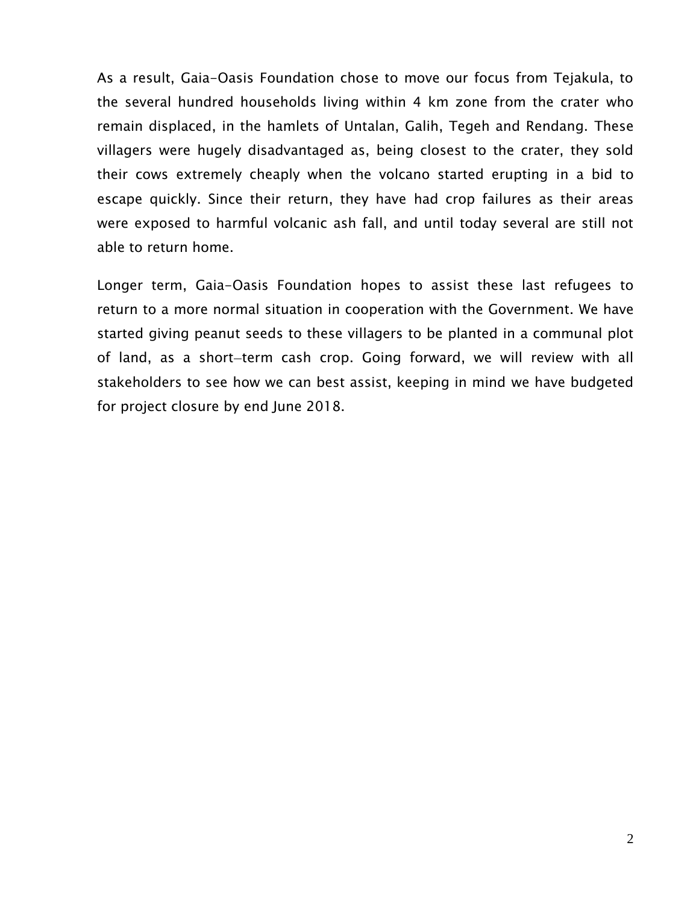As a result, Gaia-Oasis Foundation chose to move our focus from Tejakula, to the several hundred households living within 4 km zone from the crater who remain displaced, in the hamlets of Untalan, Galih, Tegeh and Rendang. These villagers were hugely disadvantaged as, being closest to the crater, they sold their cows extremely cheaply when the volcano started erupting in a bid to escape quickly. Since their return, they have had crop failures as their areas were exposed to harmful volcanic ash fall, and until today several are still not able to return home.

Longer term, Gaia-Oasis Foundation hopes to assist these last refugees to return to a more normal situation in cooperation with the Government. We have started giving peanut seeds to these villagers to be planted in a communal plot of land, as a short–term cash crop. Going forward, we will review with all stakeholders to see how we can best assist, keeping in mind we have budgeted for project closure by end June 2018.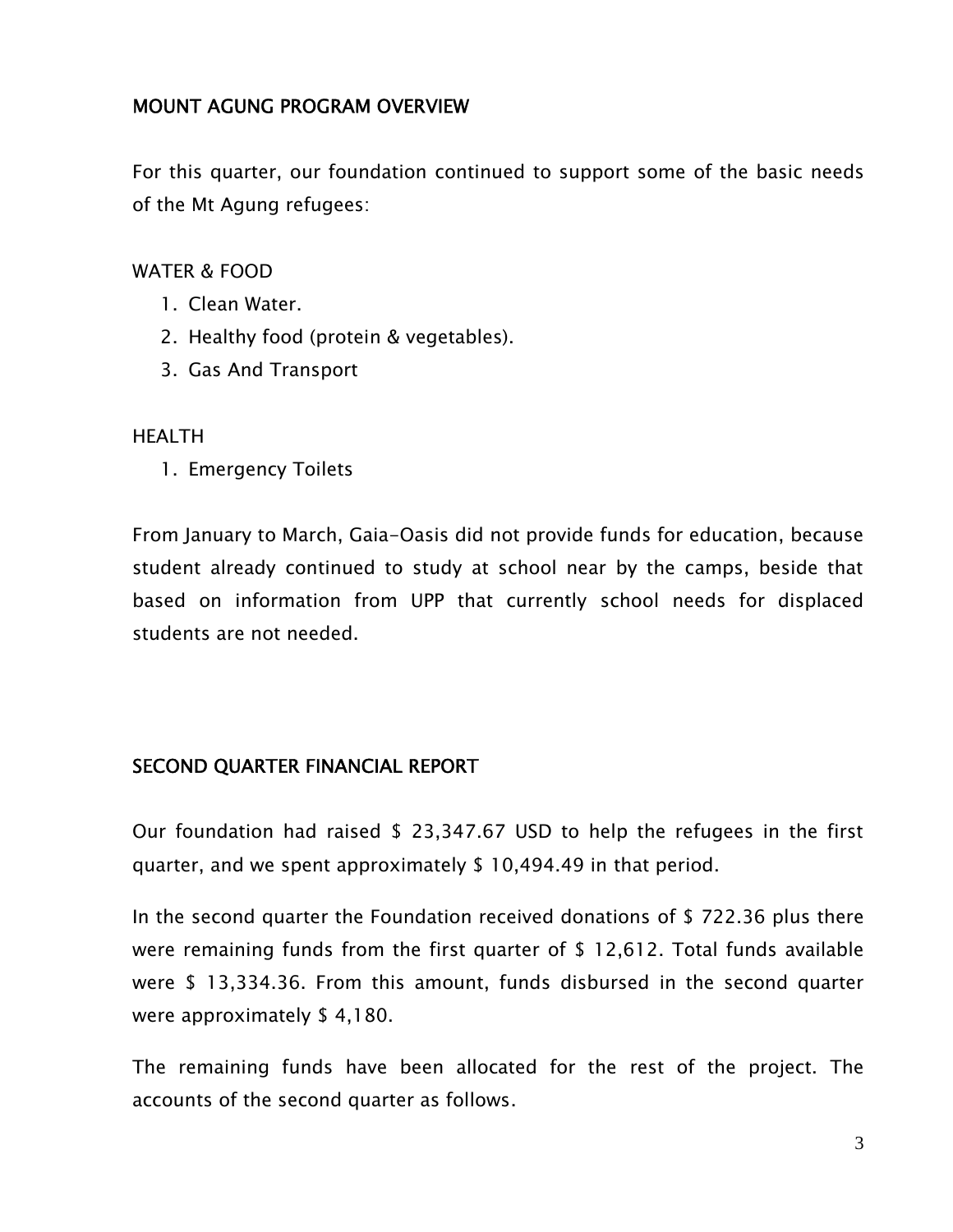## MOUNT AGUNG PROGRAM OVERVIEW

For this quarter, our foundation continued to support some of the basic needs of the Mt Agung refugees:

WATER & FOOD

1. Clean Water.
2. Healthy food (protein & vegetables).
3. Gas And Transport

HEALTH

1. Emergency Toilets

From January to March, Gaia-Oasis did not provide funds for education, because student already continued to study at school near by the camps, beside that based on information from UPP that currently school needs for displaced students are not needed.

## SECOND QUARTER FINANCIAL REPORT

Our foundation had raised $ 23,347.67 USD to help the refugees in the first quarter, and we spent approximately $ 10,494.49 in that period.

In the second quarter the Foundation received donations of $ 722.36 plus there were remaining funds from the first quarter of $ 12,612. Total funds available were $ 13,334.36. From this amount, funds disbursed in the second quarter were approximately $ 4,180.

The remaining funds have been allocated for the rest of the project. The accounts of the second quarter as follows.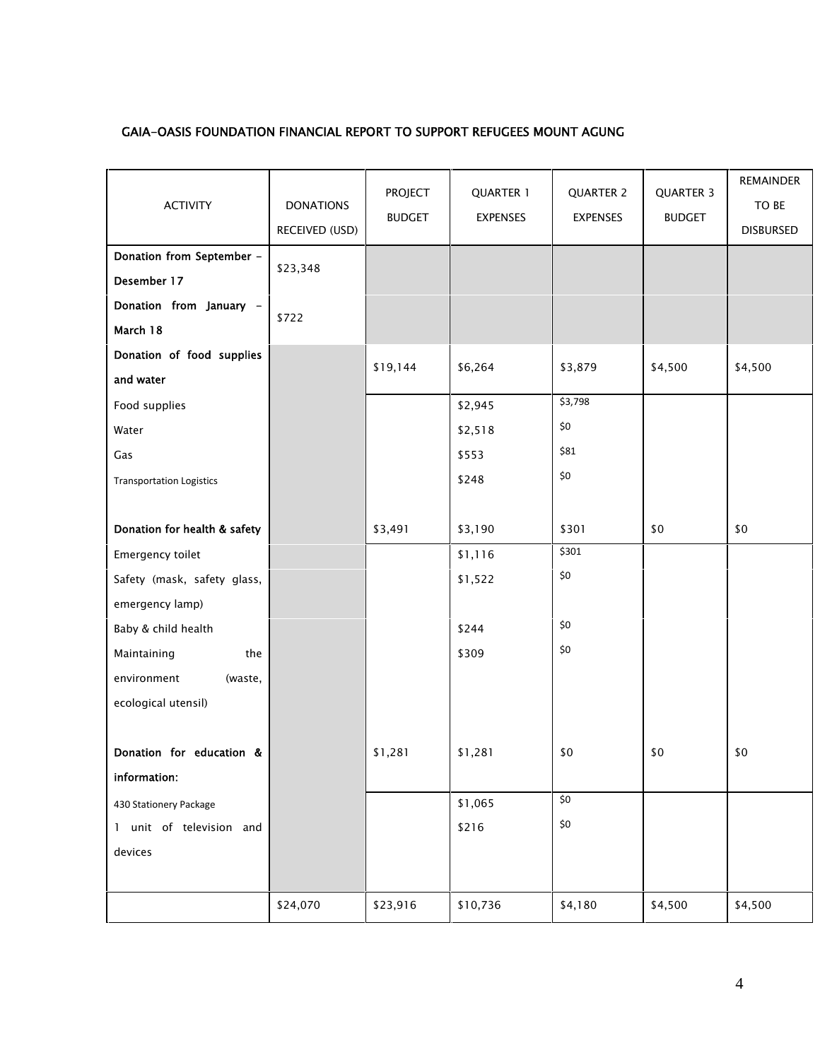**GAIA-OASIS FOUNDATION FINANCIAL REPORT TO SUPPORT REFUGEES MOUNT AGUNG**

| ACTIVITY | DONATIONS RECEIVED (USD) | PROJECT BUDGET | QUARTER 1 EXPENSES | QUARTER 2 EXPENSES | QUARTER 3 BUDGET | REMAINDER TO BE DISBURSED |
|---|---|---|---|---|---|---|
| **Donation from September – Desember 17** | $23,348 | | | | | |
| **Donation from January – March 18** | $722 | | | | | |
| **Donation of food supplies and water** | | $19,144 | $6,264 | $3,879 | $4,500 | $4,500 |
| Food supplies | | | $2,945 | $3,798 | | |
| Water | | | $2,518 | $0 | | |
| Gas | | | $553 | $81 | | |
| Transportation Logistics | | | $248 | $0 | | |
| **Donation for health & safety** | | $3,491 | $3,190 | $301 | $0 | $0 |
| Emergency toilet | | | $1,116 | $301 | | |
| Safety (mask, safety glass, emergency lamp) | | | $1,522 | $0 | | |
| Baby & child health | | | $244 | $0 | | |
| Maintaining the environment (waste, ecological utensil) | | | $309 | $0 | | |
| **Donation for education & information:** | | $1,281 | $1,281 | $0 | $0 | $0 |
| 430 Stationery Package | | | $1,065 | $0 | | |
| 1 unit of television and devices | | | $216 | $0 | | |
| | $24,070 | $23,916 | $10,736 | $4,180 | $4,500 | $4,500 |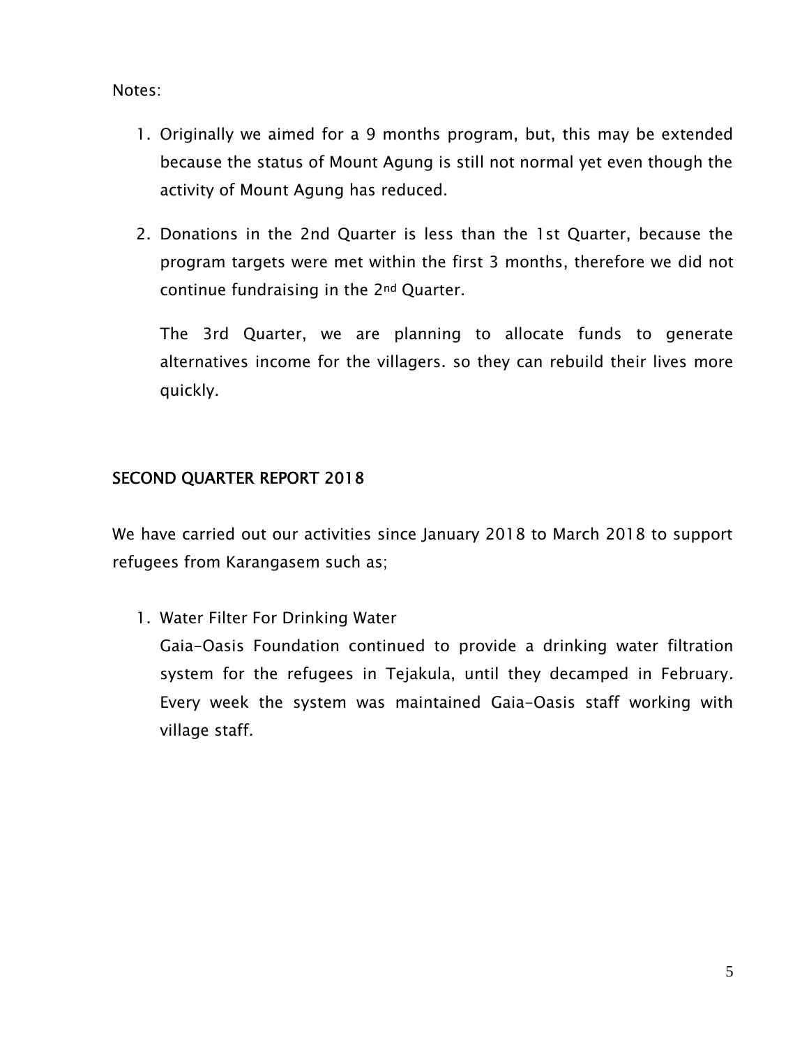Notes:

1. Originally we aimed for a 9 months program, but, this may be extended because the status of Mount Agung is still not normal yet even though the activity of Mount Agung has reduced.

2. Donations in the 2nd Quarter is less than the 1st Quarter, because the program targets were met within the first 3 months, therefore we did not continue fundraising in the 2nd Quarter.

   The 3rd Quarter, we are planning to allocate funds to generate alternatives income for the villagers. so they can rebuild their lives more quickly.

## SECOND QUARTER REPORT 2018

We have carried out our activities since January 2018 to March 2018 to support refugees from Karangasem such as;

1. Water Filter For Drinking Water
   Gaia-Oasis Foundation continued to provide a drinking water filtration system for the refugees in Tejakula, until they decamped in February. Every week the system was maintained Gaia-Oasis staff working with village staff.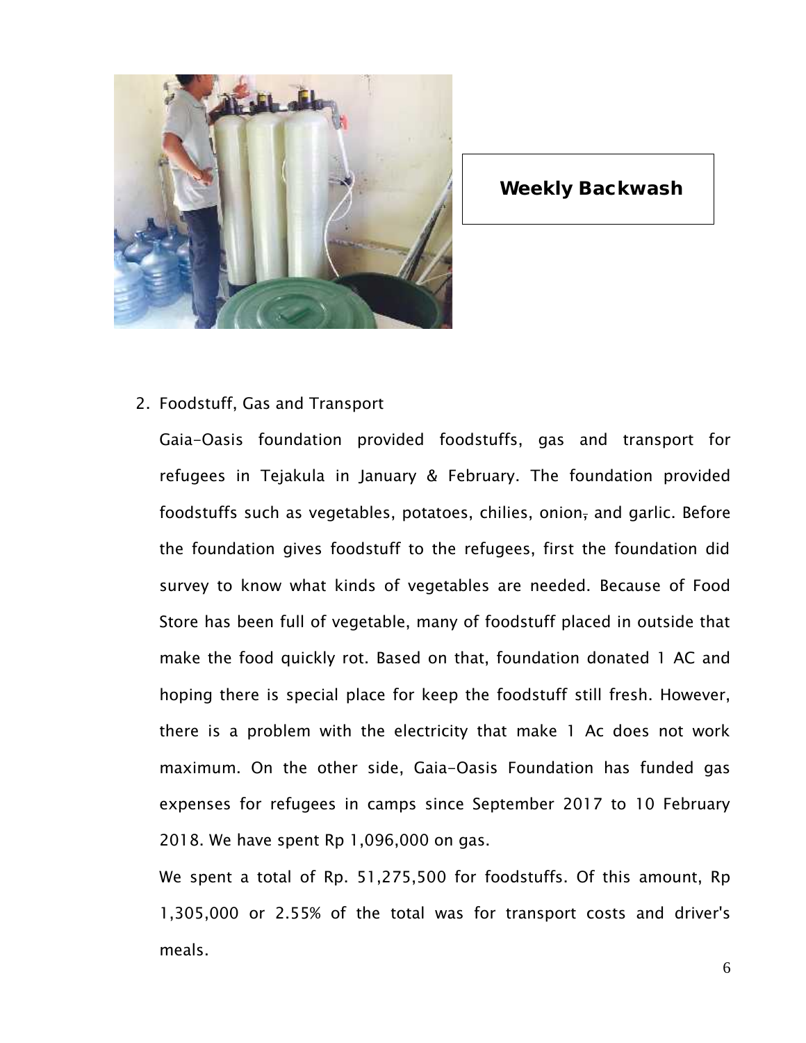**Weekly Backwash**

2. Foodstuff, Gas and Transport

   Gaia-Oasis foundation provided foodstuffs, gas and transport for refugees in Tejakula in January & February. The foundation provided foodstuffs such as vegetables, potatoes, chilies, onion, and garlic. Before the foundation gives foodstuff to the refugees, first the foundation did survey to know what kinds of vegetables are needed. Because of Food Store has been full of vegetable, many of foodstuff placed in outside that make the food quickly rot. Based on that, foundation donated 1 AC and hoping there is special place for keep the foodstuff still fresh. However, there is a problem with the electricity that make 1 Ac does not work maximum. On the other side, Gaia-Oasis Foundation has funded gas expenses for refugees in camps since September 2017 to 10 February 2018. We have spent Rp 1,096,000 on gas.

   We spent a total of Rp. 51,275,500 for foodstuffs. Of this amount, Rp 1,305,000 or 2.55% of the total was for transport costs and driver's meals.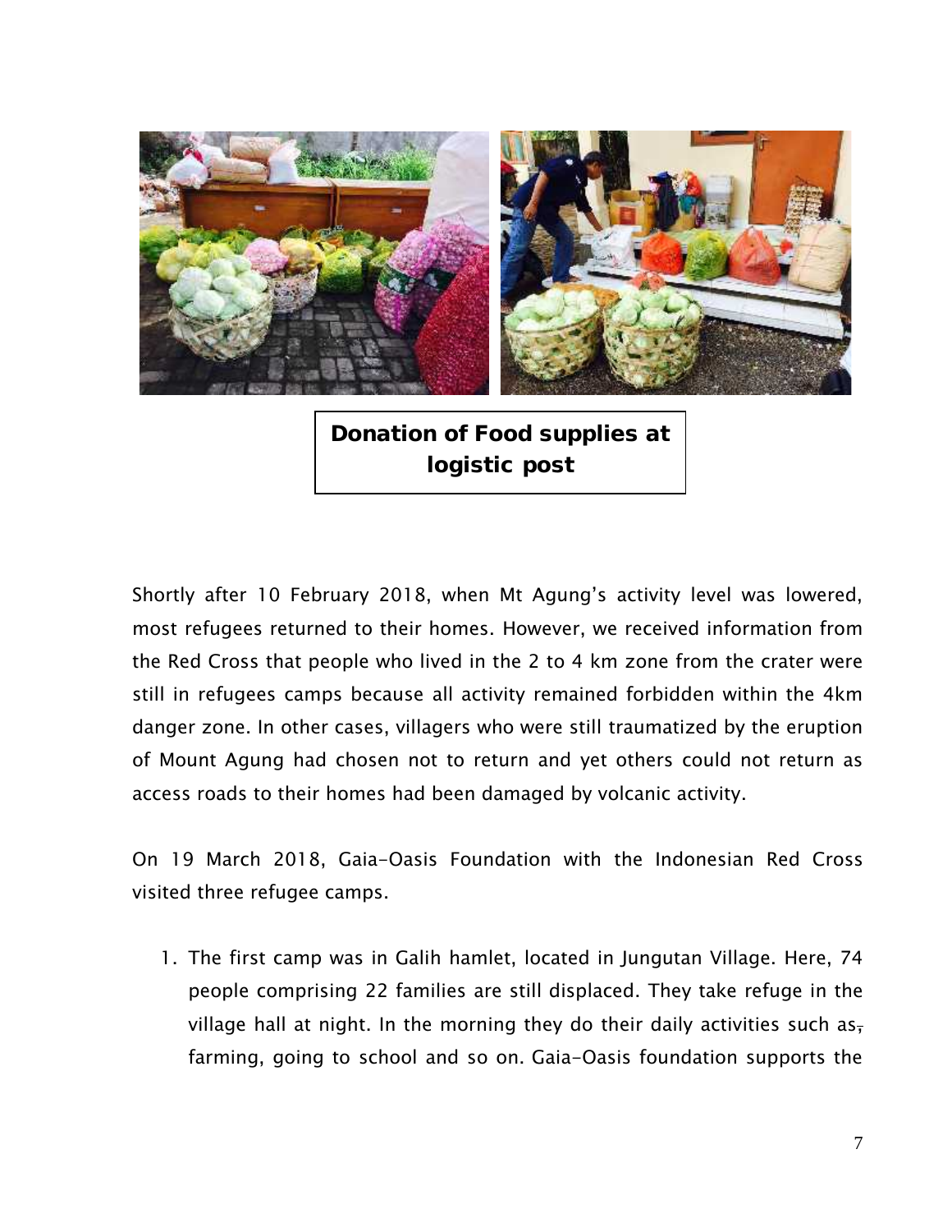**Donation of Food supplies at logistic post**

Shortly after 10 February 2018, when Mt Agung's activity level was lowered, most refugees returned to their homes. However, we received information from the Red Cross that people who lived in the 2 to 4 km zone from the crater were still in refugees camps because all activity remained forbidden within the 4km danger zone. In other cases, villagers who were still traumatized by the eruption of Mount Agung had chosen not to return and yet others could not return as access roads to their homes had been damaged by volcanic activity.

On 19 March 2018, Gaia-Oasis Foundation with the Indonesian Red Cross visited three refugee camps.

1. The first camp was in Galih hamlet, located in Jungutan Village. Here, 74 people comprising 22 families are still displaced. They take refuge in the village hall at night. In the morning they do their daily activities such as, farming, going to school and so on. Gaia-Oasis foundation supports the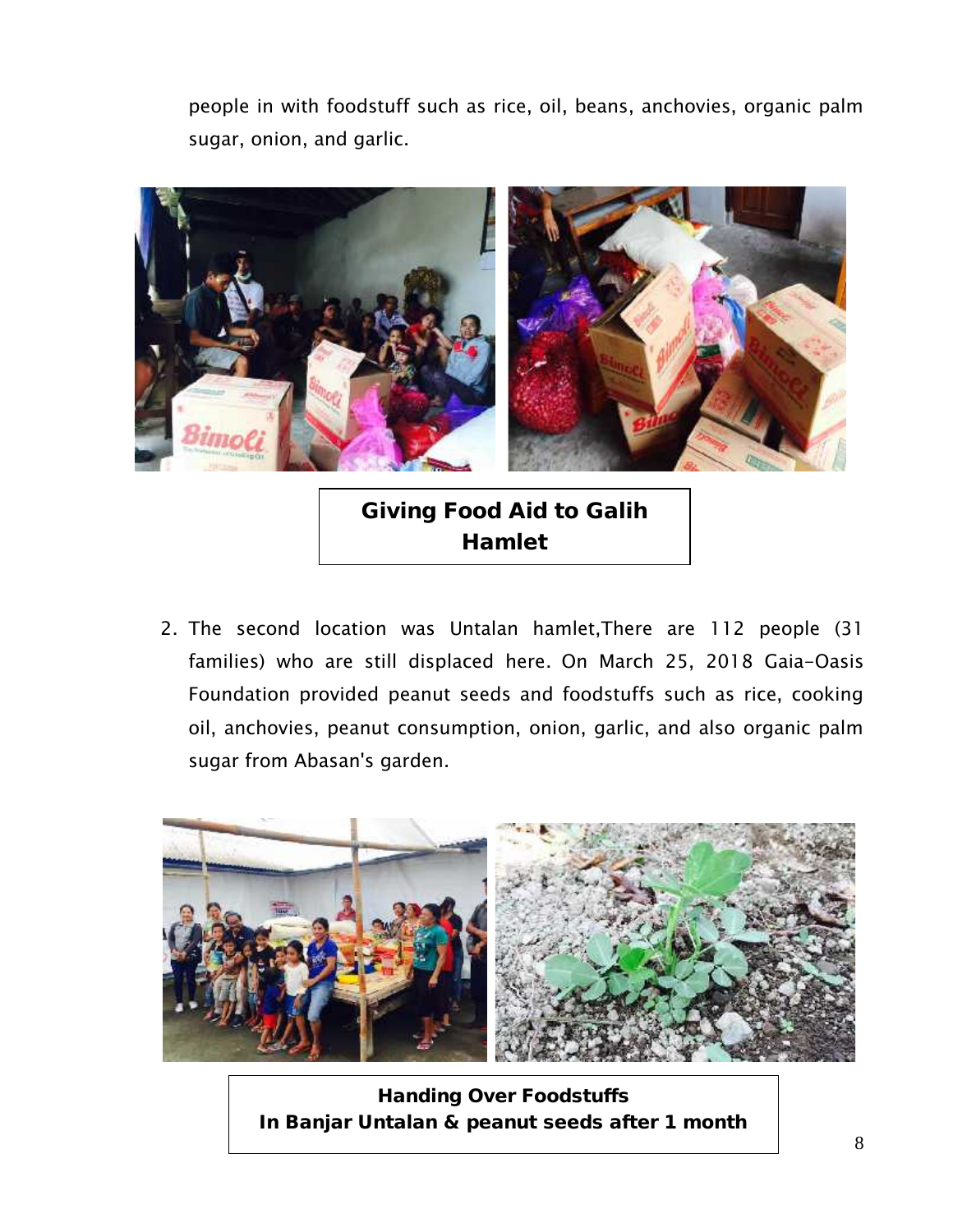people in with foodstuff such as rice, oil, beans, anchovies, organic palm sugar, onion, and garlic.

**Giving Food Aid to Galih Hamlet**

2. The second location was Untalan hamlet,There are 112 people (31 families) who are still displaced here. On March 25, 2018 Gaia-Oasis Foundation provided peanut seeds and foodstuffs such as rice, cooking oil, anchovies, peanut consumption, onion, garlic, and also organic palm sugar from Abasan's garden.

**Handing Over Foodstuffs In Banjar Untalan & peanut seeds after 1 month**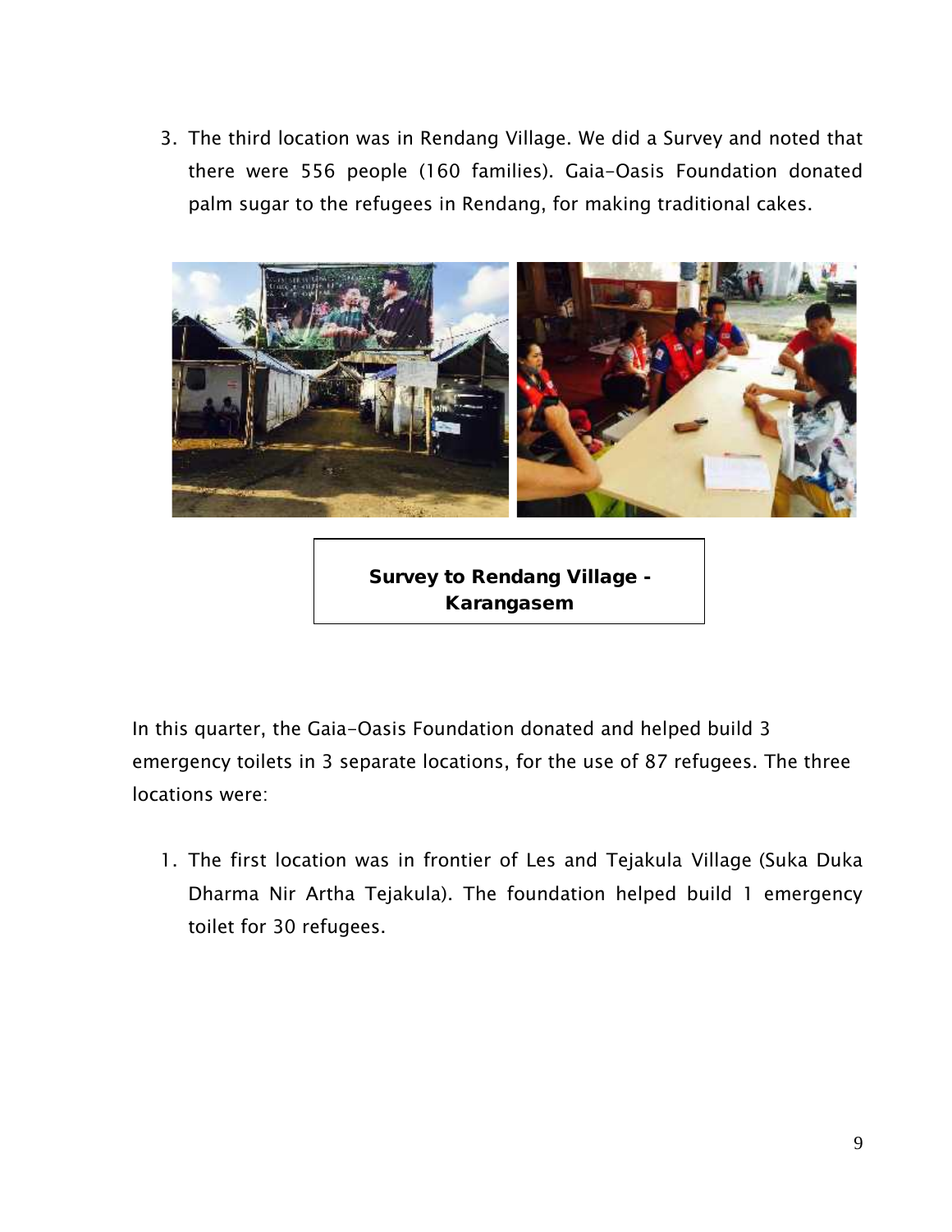3. The third location was in Rendang Village. We did a Survey and noted that there were 556 people (160 families). Gaia-Oasis Foundation donated palm sugar to the refugees in Rendang, for making traditional cakes.

**Survey to Rendang Village - Karangasem**

In this quarter, the Gaia-Oasis Foundation donated and helped build 3 emergency toilets in 3 separate locations, for the use of 87 refugees. The three locations were:

1. The first location was in frontier of Les and Tejakula Village (Suka Duka Dharma Nir Artha Tejakula). The foundation helped build 1 emergency toilet for 30 refugees.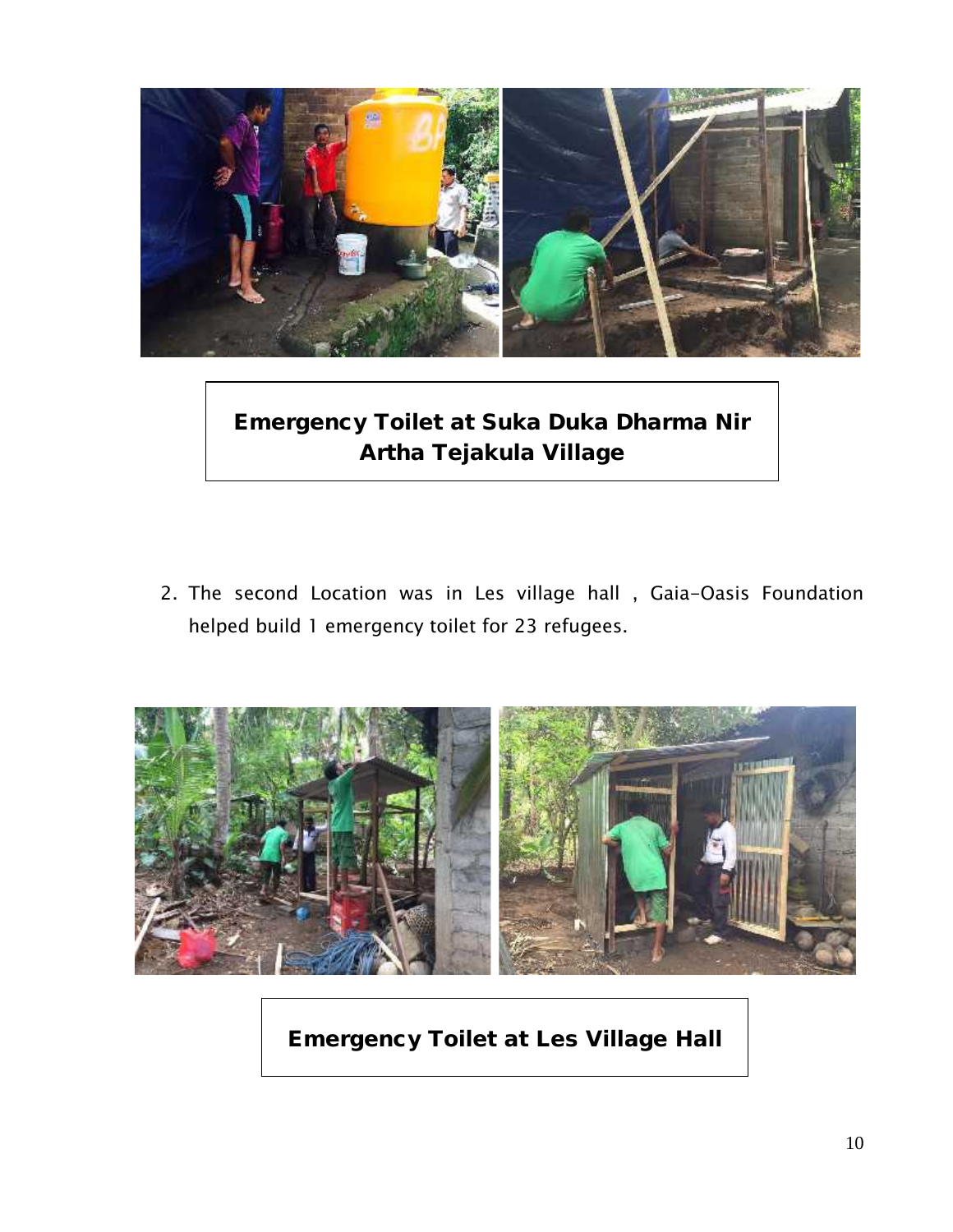**Emergency Toilet at Suka Duka Dharma Nir Artha Tejakula Village**

2. The second Location was in Les village hall , Gaia-Oasis Foundation helped build 1 emergency toilet for 23 refugees.

**Emergency Toilet at Les Village Hall**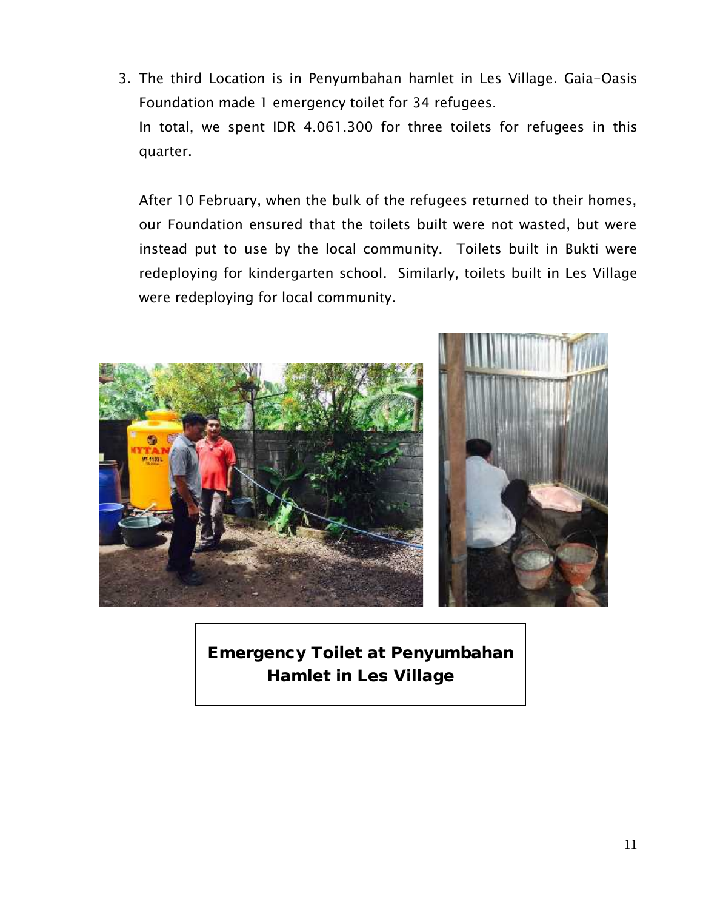3. The third Location is in Penyumbahan hamlet in Les Village. Gaia-Oasis Foundation made 1 emergency toilet for 34 refugees.
   In total, we spent IDR 4.061.300 for three toilets for refugees in this quarter.

   After 10 February, when the bulk of the refugees returned to their homes, our Foundation ensured that the toilets built were not wasted, but were instead put to use by the local community. Toilets built in Bukti were redeploying for kindergarten school. Similarly, toilets built in Les Village were redeploying for local community.

**Emergency Toilet at Penyumbahan Hamlet in Les Village**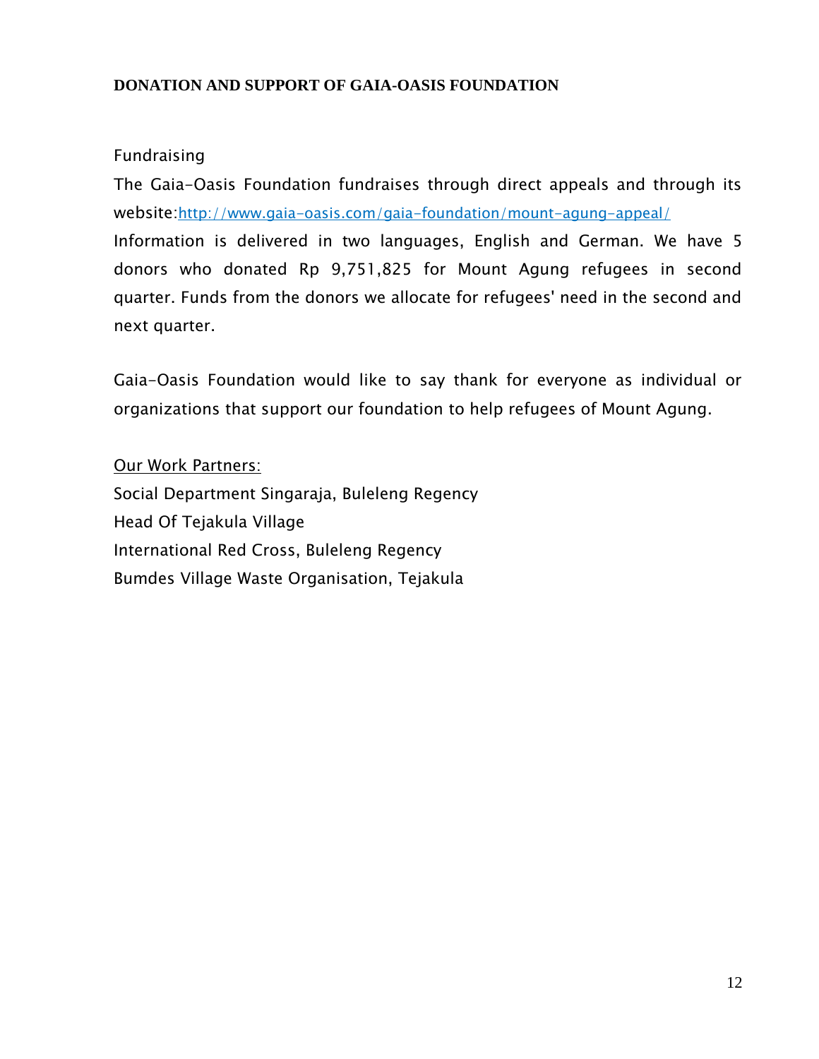## DONATION AND SUPPORT OF GAIA-OASIS FOUNDATION

Fundraising

The Gaia-Oasis Foundation fundraises through direct appeals and through its website:[http://www.gaia-oasis.com/gaia-foundation/mount-agung-appeal/](http://www.gaia-oasis.com/gaia-foundation/mount-agung-appeal/)

Information is delivered in two languages, English and German. We have 5 donors who donated Rp 9,751,825 for Mount Agung refugees in second quarter. Funds from the donors we allocate for refugees' need in the second and next quarter.

Gaia-Oasis Foundation would like to say thank for everyone as individual or organizations that support our foundation to help refugees of Mount Agung.

Our Work Partners:

Social Department Singaraja, Buleleng Regency

Head Of Tejakula Village

International Red Cross, Buleleng Regency

Bumdes Village Waste Organisation, Tejakula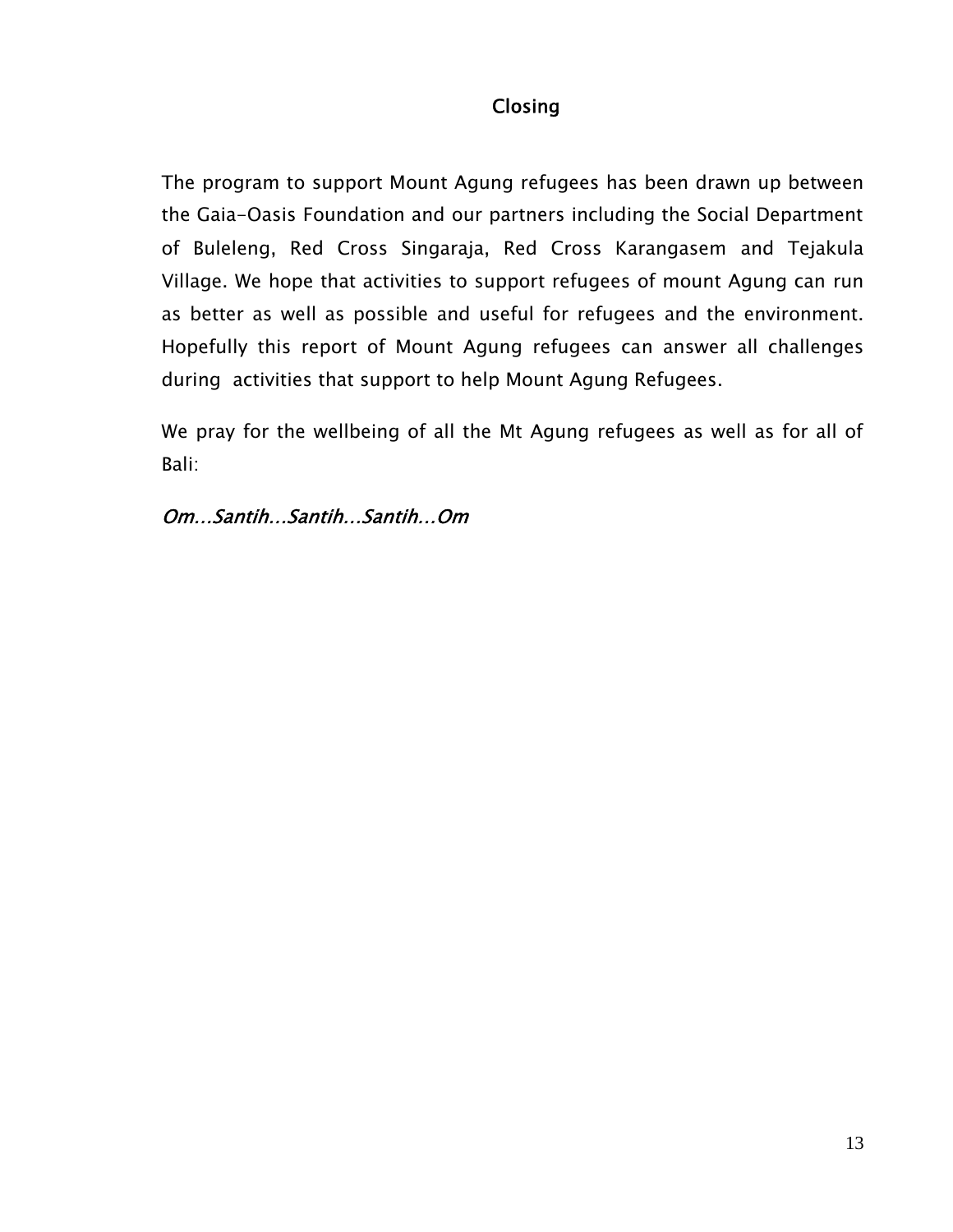## Closing

The program to support Mount Agung refugees has been drawn up between the Gaia-Oasis Foundation and our partners including the Social Department of Buleleng, Red Cross Singaraja, Red Cross Karangasem and Tejakula Village. We hope that activities to support refugees of mount Agung can run as better as well as possible and useful for refugees and the environment. Hopefully this report of Mount Agung refugees can answer all challenges during activities that support to help Mount Agung Refugees.

We pray for the wellbeing of all the Mt Agung refugees as well as for all of Bali:

*Om…Santih…Santih…Santih…Om*